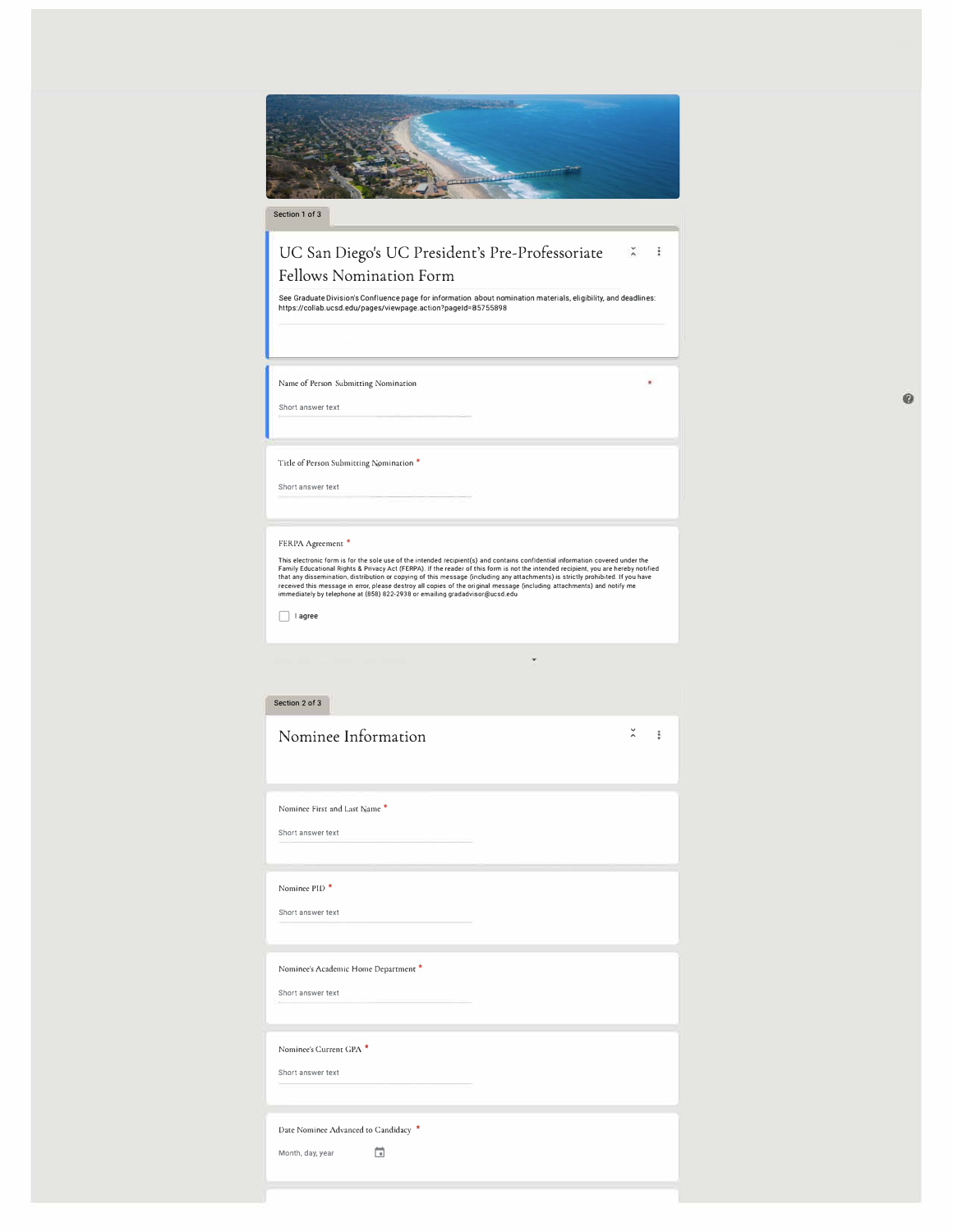Section 1 of 3

# UC San Diego's UC President's Pre-Professoriate Fellows Nomination Form

See Graduate Division's Confluence page for information about nomination materials, eligibility, and deadlines: https://collab.ucsd.edu/pages/viewpage.action?pageId=85755898

Name of Person Submitting Nomination *

Short answer text

Title of Person Submitting Nomination *

Short answer text

FERPA Agreement *

This electronic form is for the sole use of the intended recipient(s) and contains confidential information covered under the Family Educational Rights & Privacy Act (FERPA). If the reader of this form is not the intended recipient, you are hereby notified that any dissemination, distribution or copying of this message (including any attachments) is strictly prohibited. If you have received this message in error, please destroy all copies of the original message (including attachments) and notify me immediately by telephone at (858) 822-2938 or emailing gradadvisor@ucsd.edu

- [ ] I agree

Section 2 of 3

## Nominee Information

Nominee First and Last Name *

Short answer text

Nominee PID *

Short answer text

Nominee's Academic Home Department *

Short answer text

Nominee's Current GPA *

Short answer text

Date Nominee Advanced to Candidacy *

Month, day, year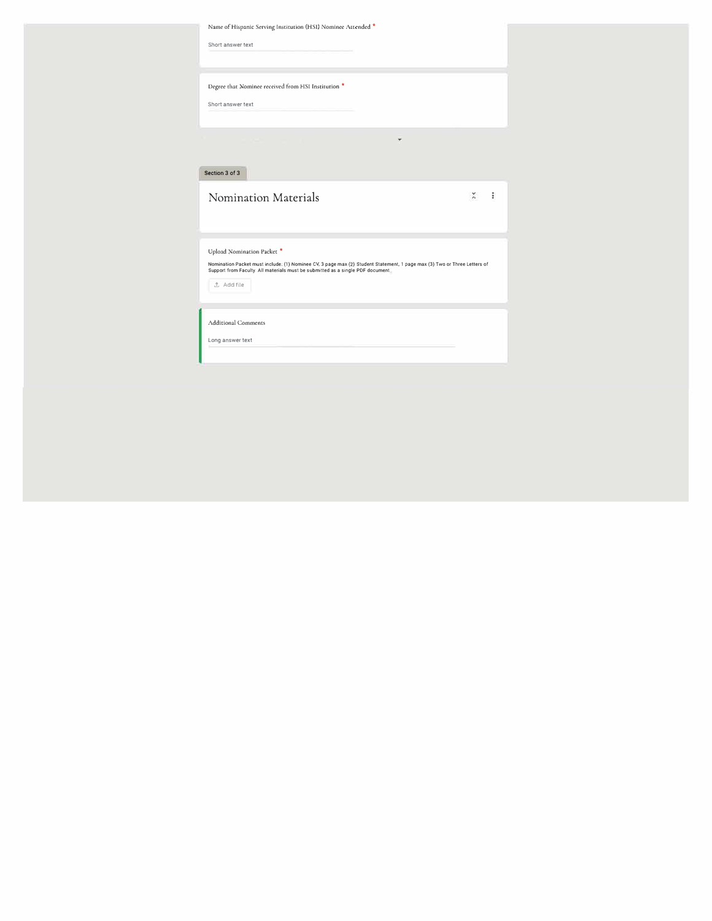Name of Hispanic Serving Institution (HSI) Nominee Attended *

Short answer text

Degree that Nominee received from HSI Institution *

Short answer text

Section 3 of 3

## Nomination Materials

Upload Nomination Packet *

Nomination Packet must include: (1) Nominee CV, 3 page max (2) Student Statement, 1 page max (3) Two or Three Letters of Support from Faculty. All materials must be submitted as a single PDF document.

Add file

Additional Comments

Long answer text